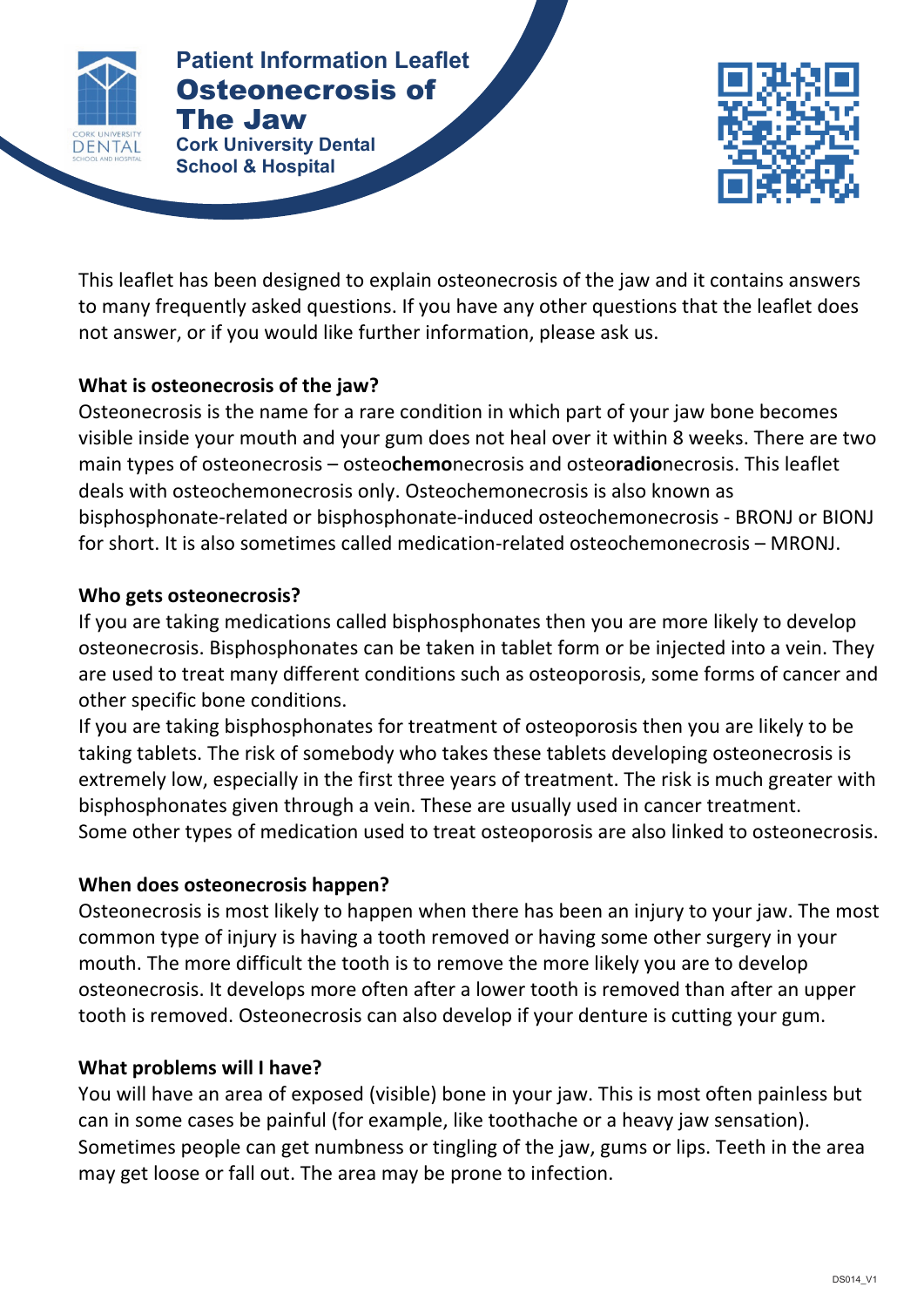Patient Information Leaflet

# Osteonecrosis of The Jaw

Cork University Dental School & Hospital

This leaflet has been designed to explain osteonecrosis of the jaw and it contains answers to many frequently asked questions. If you have any other questions that the leaflet does not answer, or if you would like further information, please ask us.

**What is osteonecrosis of the jaw?**

Osteonecrosis is the name for a rare condition in which part of your jaw bone becomes visible inside your mouth and your gum does not heal over it within 8 weeks. There are two main types of osteonecrosis – osteo**chemo**necrosis and osteo**radio**necrosis. This leaflet deals with osteochemonecrosis only. Osteochemonecrosis is also known as bisphosphonate-related or bisphosphonate-induced osteochemonecrosis - BRONJ or BIONJ for short. It is also sometimes called medication-related osteochemonecrosis – MRONJ.

**Who gets osteonecrosis?**

If you are taking medications called bisphosphonates then you are more likely to develop osteonecrosis. Bisphosphonates can be taken in tablet form or be injected into a vein. They are used to treat many different conditions such as osteoporosis, some forms of cancer and other specific bone conditions.

If you are taking bisphosphonates for treatment of osteoporosis then you are likely to be taking tablets. The risk of somebody who takes these tablets developing osteonecrosis is extremely low, especially in the first three years of treatment. The risk is much greater with bisphosphonates given through a vein. These are usually used in cancer treatment.

Some other types of medication used to treat osteoporosis are also linked to osteonecrosis.

**When does osteonecrosis happen?**

Osteonecrosis is most likely to happen when there has been an injury to your jaw. The most common type of injury is having a tooth removed or having some other surgery in your mouth. The more difficult the tooth is to remove the more likely you are to develop osteonecrosis. It develops more often after a lower tooth is removed than after an upper tooth is removed. Osteonecrosis can also develop if your denture is cutting your gum.

**What problems will I have?**

You will have an area of exposed (visible) bone in your jaw. This is most often painless but can in some cases be painful (for example, like toothache or a heavy jaw sensation). Sometimes people can get numbness or tingling of the jaw, gums or lips. Teeth in the area may get loose or fall out. The area may be prone to infection.

DS014_V1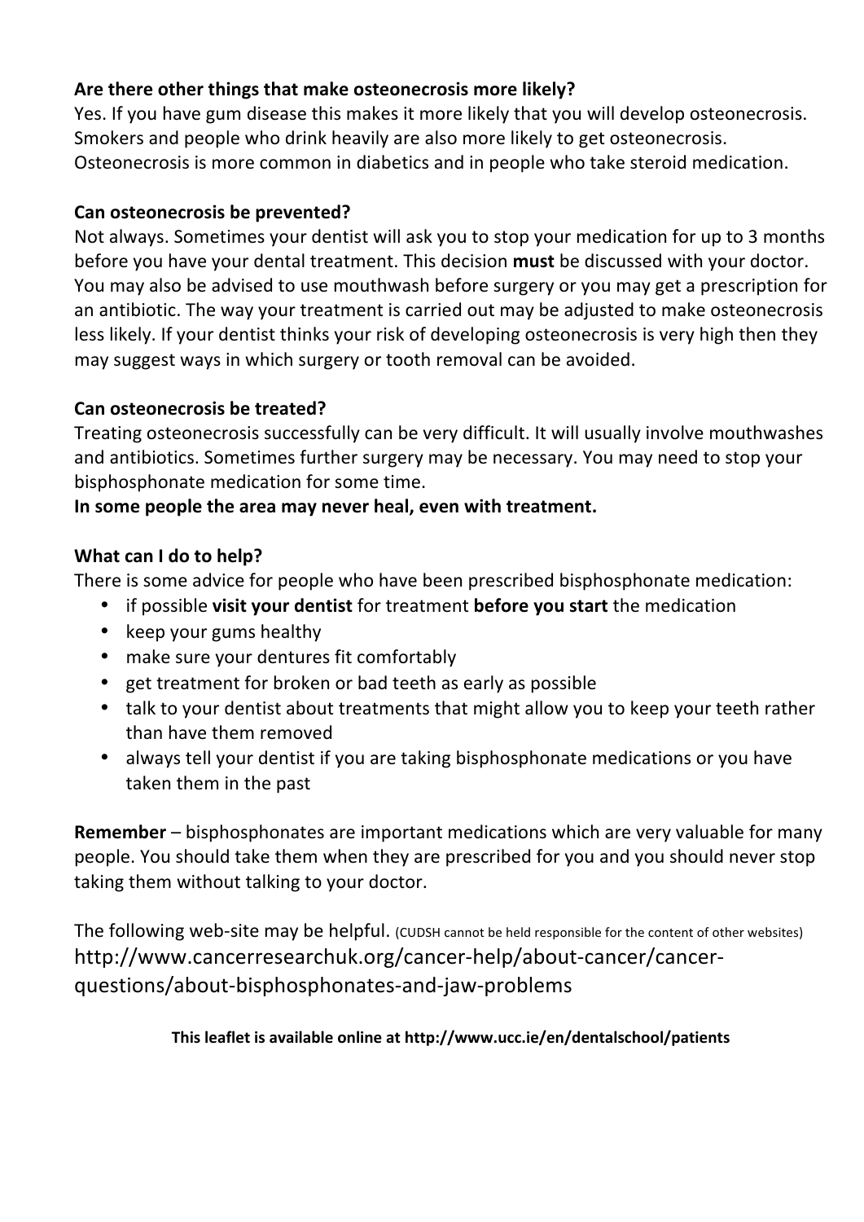**Are there other things that make osteonecrosis more likely?**

Yes. If you have gum disease this makes it more likely that you will develop osteonecrosis. Smokers and people who drink heavily are also more likely to get osteonecrosis. Osteonecrosis is more common in diabetics and in people who take steroid medication.

**Can osteonecrosis be prevented?**

Not always. Sometimes your dentist will ask you to stop your medication for up to 3 months before you have your dental treatment. This decision **must** be discussed with your doctor. You may also be advised to use mouthwash before surgery or you may get a prescription for an antibiotic. The way your treatment is carried out may be adjusted to make osteonecrosis less likely. If your dentist thinks your risk of developing osteonecrosis is very high then they may suggest ways in which surgery or tooth removal can be avoided.

**Can osteonecrosis be treated?**

Treating osteonecrosis successfully can be very difficult. It will usually involve mouthwashes and antibiotics. Sometimes further surgery may be necessary. You may need to stop your bisphosphonate medication for some time.

**In some people the area may never heal, even with treatment.**

**What can I do to help?**

There is some advice for people who have been prescribed bisphosphonate medication:

- if possible **visit your dentist** for treatment **before you start** the medication
- keep your gums healthy
- make sure your dentures fit comfortably
- get treatment for broken or bad teeth as early as possible
- talk to your dentist about treatments that might allow you to keep your teeth rather than have them removed
- always tell your dentist if you are taking bisphosphonate medications or you have taken them in the past

**Remember** – bisphosphonates are important medications which are very valuable for many people. You should take them when they are prescribed for you and you should never stop taking them without talking to your doctor.

The following web-site may be helpful. (CUDSH cannot be held responsible for the content of other websites)
http://www.cancerresearchuk.org/cancer-help/about-cancer/cancer-questions/about-bisphosphonates-and-jaw-problems

**This leaflet is available online at http://www.ucc.ie/en/dentalschool/patients**